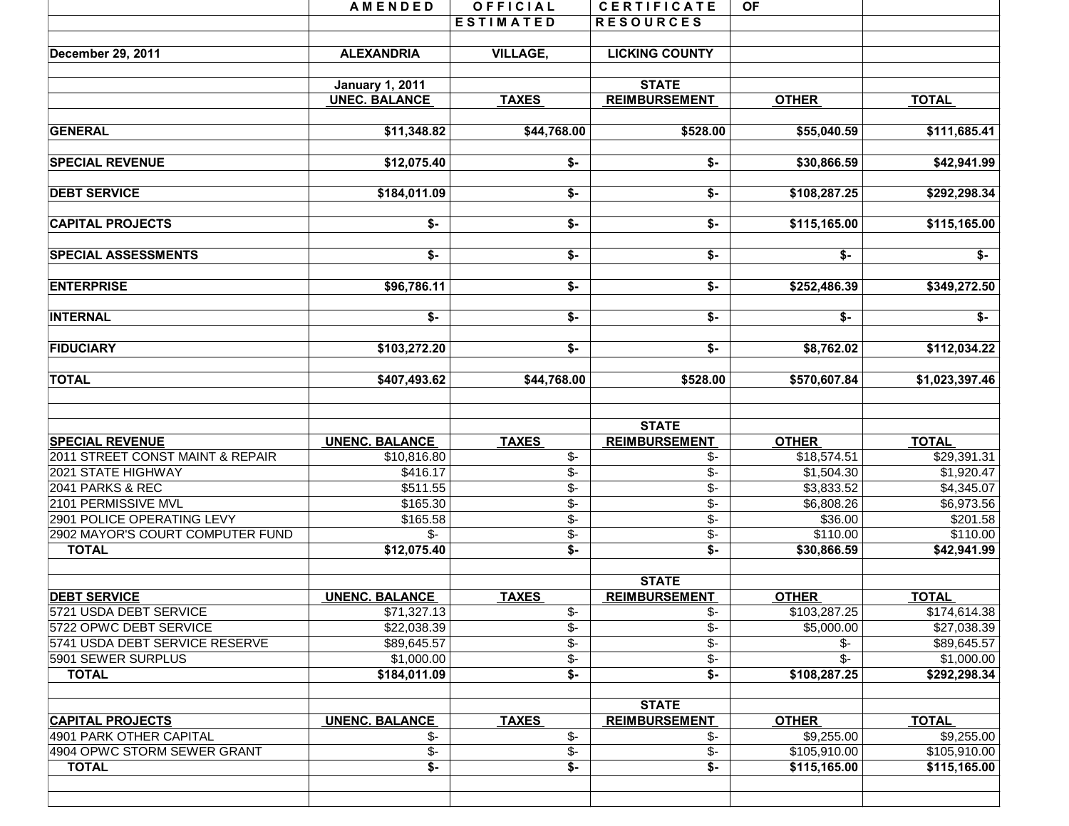| | AMENDED | OFFICIAL | CERTIFICATE | OF | |
|---|---|---|---|---|---|
| | | ESTIMATED | RESOURCES | | |
| December 29, 2011 | ALEXANDRIA | VILLAGE, | LICKING COUNTY | | |
| | January 1, 2011 UNEC. BALANCE | TAXES | STATE REIMBURSEMENT | OTHER | TOTAL |
| **GENERAL** | **$11,348.82** | **$44,768.00** | **$528.00** | **$55,040.59** | **$111,685.41** |
| **SPECIAL REVENUE** | **$12,075.40** | **$-** | **$-** | **$30,866.59** | **$42,941.99** |
| **DEBT SERVICE** | **$184,011.09** | **$-** | **$-** | **$108,287.25** | **$292,298.34** |
| **CAPITAL PROJECTS** | **$-** | **$-** | **$-** | **$115,165.00** | **$115,165.00** |
| **SPECIAL ASSESSMENTS** | **$-** | **$-** | **$-** | **$-** | **$-** |
| **ENTERPRISE** | **$96,786.11** | **$-** | **$-** | **$252,486.39** | **$349,272.50** |
| **INTERNAL** | **$-** | **$-** | **$-** | **$-** | **$-** |
| **FIDUCIARY** | **$103,272.20** | **$-** | **$-** | **$8,762.02** | **$112,034.22** |
| **TOTAL** | **$407,493.62** | **$44,768.00** | **$528.00** | **$570,607.84** | **$1,023,397.46** |

| SPECIAL REVENUE | UNENC. BALANCE | TAXES | STATE REIMBURSEMENT | OTHER | TOTAL |
|---|---|---|---|---|---|
| 2011 STREET CONST MAINT & REPAIR | $10,816.80 | $- | $- | $18,574.51 | $29,391.31 |
| 2021 STATE HIGHWAY | $416.17 | $- | $- | $1,504.30 | $1,920.47 |
| 2041 PARKS & REC | $511.55 | $- | $- | $3,833.52 | $4,345.07 |
| 2101 PERMISSIVE MVL | $165.30 | $- | $- | $6,808.26 | $6,973.56 |
| 2901 POLICE OPERATING LEVY | $165.58 | $- | $- | $36.00 | $201.58 |
| 2902 MAYOR'S COURT COMPUTER FUND | $- | $- | $- | $110.00 | $110.00 |
| **TOTAL** | **$12,075.40** | **$-** | **$-** | **$30,866.59** | **$42,941.99** |

| DEBT SERVICE | UNENC. BALANCE | TAXES | STATE REIMBURSEMENT | OTHER | TOTAL |
|---|---|---|---|---|---|
| 5721 USDA DEBT SERVICE | $71,327.13 | $- | $- | $103,287.25 | $174,614.38 |
| 5722 OPWC DEBT SERVICE | $22,038.39 | $- | $- | $5,000.00 | $27,038.39 |
| 5741 USDA DEBT SERVICE RESERVE | $89,645.57 | $- | $- | $- | $89,645.57 |
| 5901 SEWER SURPLUS | $1,000.00 | $- | $- | $- | $1,000.00 |
| **TOTAL** | **$184,011.09** | **$-** | **$-** | **$108,287.25** | **$292,298.34** |

| CAPITAL PROJECTS | UNENC. BALANCE | TAXES | STATE REIMBURSEMENT | OTHER | TOTAL |
|---|---|---|---|---|---|
| 4901 PARK OTHER CAPITAL | $- | $- | $- | $9,255.00 | $9,255.00 |
| 4904 OPWC STORM SEWER GRANT | $- | $- | $- | $105,910.00 | $105,910.00 |
| **TOTAL** | **$-** | **$-** | **$-** | **$115,165.00** | **$115,165.00** |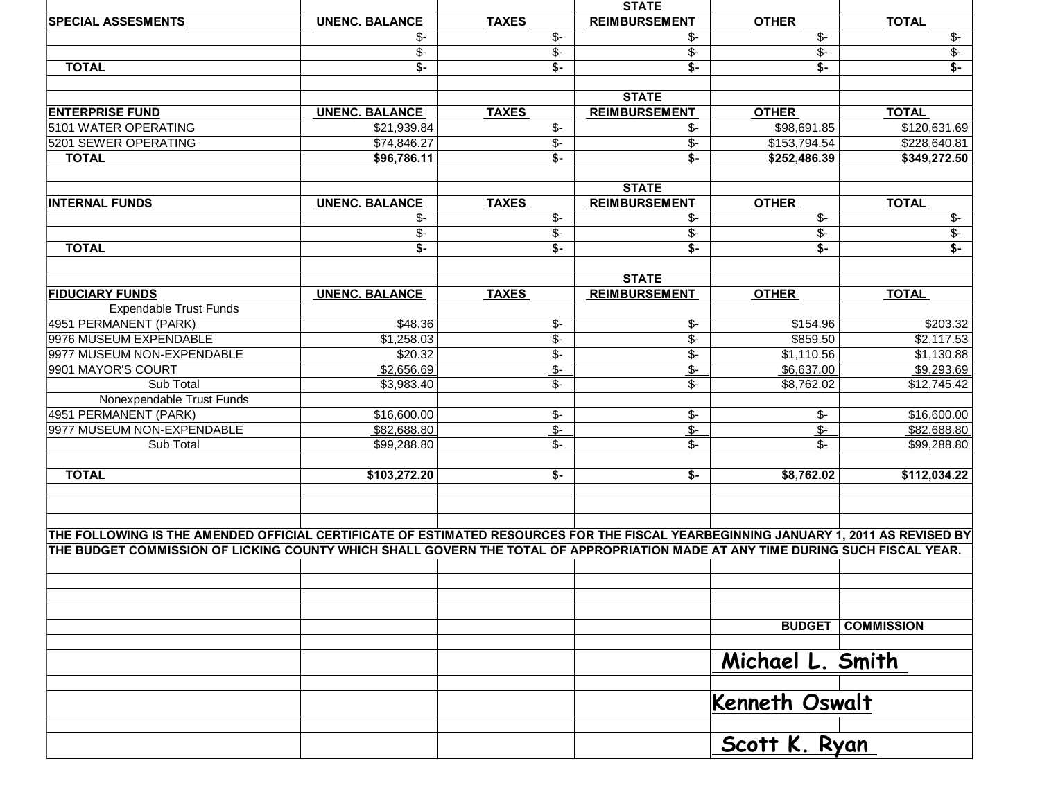| SPECIAL ASSESMENTS | UNENC. BALANCE | TAXES | STATE REIMBURSEMENT | OTHER | TOTAL |
|---|---|---|---|---|---|
| | $- | $- | $- | $- | $- |
| | $- | $- | $- | $- | $- |
| **TOTAL** | **$-** | **$-** | **$-** | **$-** | **$-** |

| ENTERPRISE FUND | UNENC. BALANCE | TAXES | STATE REIMBURSEMENT | OTHER | TOTAL |
|---|---|---|---|---|---|
| 5101 WATER OPERATING | $21,939.84 | $- | $- | $98,691.85 | $120,631.69 |
| 5201 SEWER OPERATING | $74,846.27 | $- | $- | $153,794.54 | $228,640.81 |
| **TOTAL** | **$96,786.11** | **$-** | **$-** | **$252,486.39** | **$349,272.50** |

| INTERNAL FUNDS | UNENC. BALANCE | TAXES | STATE REIMBURSEMENT | OTHER | TOTAL |
|---|---|---|---|---|---|
| | $- | $- | $- | $- | $- |
| | $- | $- | $- | $- | $- |
| **TOTAL** | **$-** | **$-** | **$-** | **$-** | **$-** |

| FIDUCIARY FUNDS | UNENC. BALANCE | TAXES | STATE REIMBURSEMENT | OTHER | TOTAL |
|---|---|---|---|---|---|
| Expendable Trust Funds | | | | | |
| 4951 PERMANENT (PARK) | $48.36 | $- | $- | $154.96 | $203.32 |
| 9976 MUSEUM EXPENDABLE | $1,258.03 | $- | $- | $859.50 | $2,117.53 |
| 9977 MUSEUM NON-EXPENDABLE | $20.32 | $- | $- | $1,110.56 | $1,130.88 |
| 9901 MAYOR'S COURT | $2,656.69 | $- | $- | $6,637.00 | $9,293.69 |
| Sub Total | $3,983.40 | $- | $- | $8,762.02 | $12,745.42 |
| Nonexpendable Trust Funds | | | | | |
| 4951 PERMANENT (PARK) | $16,600.00 | $- | $- | $- | $16,600.00 |
| 9977 MUSEUM NON-EXPENDABLE | $82,688.80 | $- | $- | $- | $82,688.80 |
| Sub Total | $99,288.80 | $- | $- | $- | $99,288.80 |
| | | | | | |
| **TOTAL** | **$103,272.20** | **$-** | **$-** | **$8,762.02** | **$112,034.22** |

**THE FOLLOWING IS THE AMENDED OFFICIAL CERTIFICATE OF ESTIMATED RESOURCES FOR THE FISCAL YEARBEGINNING JANUARY 1, 2011 AS REVISED BY THE BUDGET COMMISSION OF LICKING COUNTY WHICH SHALL GOVERN THE TOTAL OF APPROPRIATION MADE AT ANY TIME DURING SUCH FISCAL YEAR.**

**BUDGET COMMISSION**

Michael L. Smith

Kenneth Oswalt

Scott K. Ryan